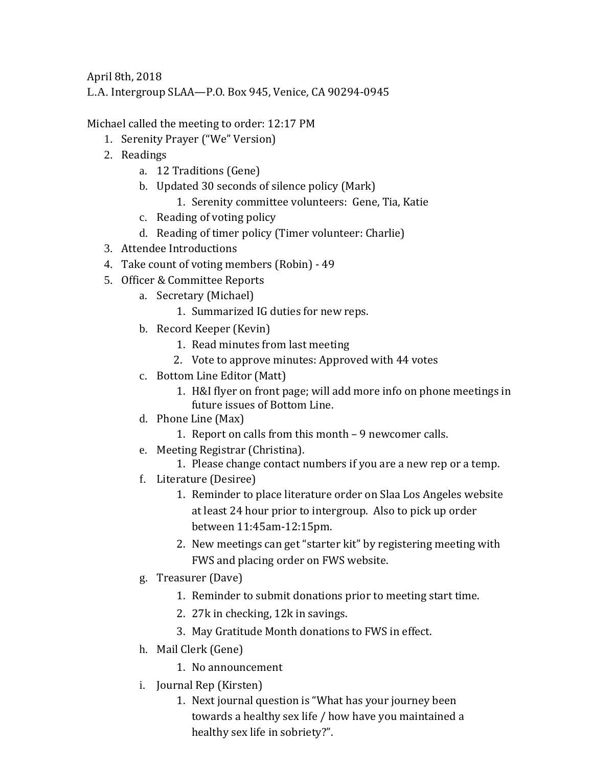April 8th, 2018
L.A. Intergroup SLAA—P.O. Box 945, Venice, CA 90294-0945

Michael called the meeting to order: 12:17 PM

1. Serenity Prayer ("We" Version)
2. Readings
   a. 12 Traditions (Gene)
   b. Updated 30 seconds of silence policy (Mark)
      1. Serenity committee volunteers: Gene, Tia, Katie
   c. Reading of voting policy
   d. Reading of timer policy (Timer volunteer: Charlie)
3. Attendee Introductions
4. Take count of voting members (Robin) - 49
5. Officer & Committee Reports
   a. Secretary (Michael)
      1. Summarized IG duties for new reps.
   b. Record Keeper (Kevin)
      1. Read minutes from last meeting
      2. Vote to approve minutes: Approved with 44 votes
   c. Bottom Line Editor (Matt)
      1. H&I flyer on front page; will add more info on phone meetings in future issues of Bottom Line.
   d. Phone Line (Max)
      1. Report on calls from this month – 9 newcomer calls.
   e. Meeting Registrar (Christina).
      1. Please change contact numbers if you are a new rep or a temp.
   f. Literature (Desiree)
      1. Reminder to place literature order on Slaa Los Angeles website at least 24 hour prior to intergroup. Also to pick up order between 11:45am-12:15pm.
      2. New meetings can get "starter kit" by registering meeting with FWS and placing order on FWS website.
   g. Treasurer (Dave)
      1. Reminder to submit donations prior to meeting start time.
      2. 27k in checking, 12k in savings.
      3. May Gratitude Month donations to FWS in effect.
   h. Mail Clerk (Gene)
      1. No announcement
   i. Journal Rep (Kirsten)
      1. Next journal question is "What has your journey been towards a healthy sex life / how have you maintained a healthy sex life in sobriety?".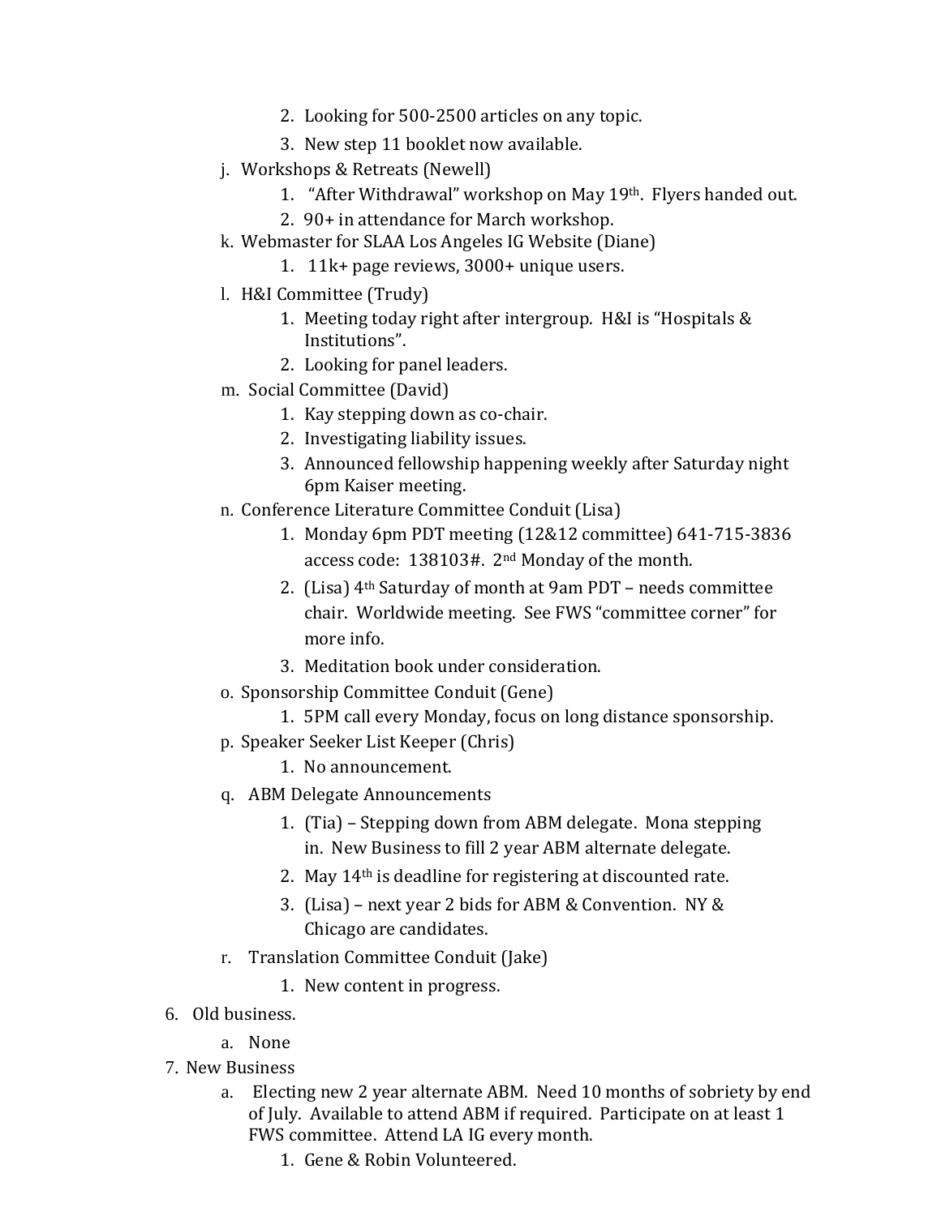2. Looking for 500-2500 articles on any topic.
   3. New step 11 booklet now available.

j. Workshops & Retreats (Newell)
   1. "After Withdrawal" workshop on May 19th. Flyers handed out.
   2. 90+ in attendance for March workshop.

k. Webmaster for SLAA Los Angeles IG Website (Diane)
   1. 11k+ page reviews, 3000+ unique users.

l. H&I Committee (Trudy)
   1. Meeting today right after intergroup. H&I is "Hospitals & Institutions".
   2. Looking for panel leaders.

m. Social Committee (David)
   1. Kay stepping down as co-chair.
   2. Investigating liability issues.
   3. Announced fellowship happening weekly after Saturday night 6pm Kaiser meeting.

n. Conference Literature Committee Conduit (Lisa)
   1. Monday 6pm PDT meeting (12&12 committee) 641-715-3836 access code: 138103#. 2nd Monday of the month.
   2. (Lisa) 4th Saturday of month at 9am PDT – needs committee chair. Worldwide meeting. See FWS "committee corner" for more info.
   3. Meditation book under consideration.

o. Sponsorship Committee Conduit (Gene)
   1. 5PM call every Monday, focus on long distance sponsorship.

p. Speaker Seeker List Keeper (Chris)
   1. No announcement.

q. ABM Delegate Announcements
   1. (Tia) – Stepping down from ABM delegate. Mona stepping in. New Business to fill 2 year ABM alternate delegate.
   2. May 14th is deadline for registering at discounted rate.
   3. (Lisa) – next year 2 bids for ABM & Convention. NY & Chicago are candidates.

r. Translation Committee Conduit (Jake)
   1. New content in progress.

6. Old business.
   a. None

7. New Business
   a. Electing new 2 year alternate ABM. Need 10 months of sobriety by end of July. Available to attend ABM if required. Participate on at least 1 FWS committee. Attend LA IG every month.
      1. Gene & Robin Volunteered.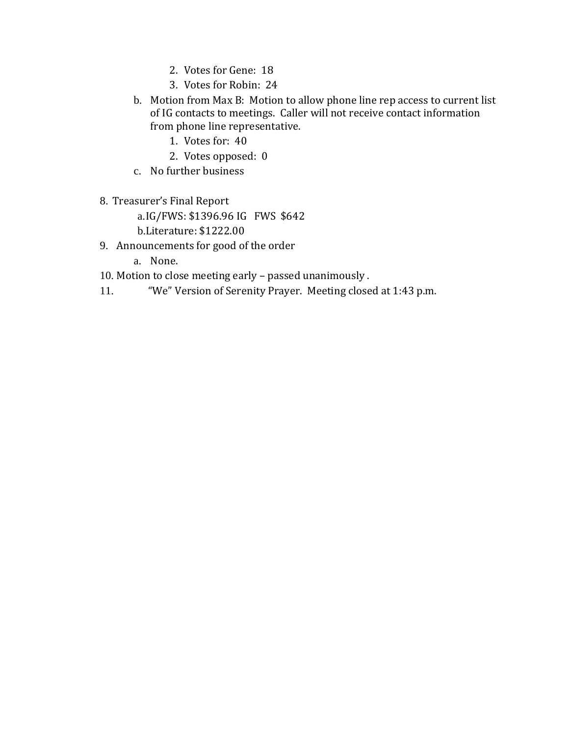2. Votes for Gene: 18
   3. Votes for Robin: 24

b. Motion from Max B: Motion to allow phone line rep access to current list of IG contacts to meetings. Caller will not receive contact information from phone line representative.
   1. Votes for: 40
   2. Votes opposed: 0

c. No further business

8. Treasurer's Final Report
   a. IG/FWS: $1396.96 IG FWS $642
   b. Literature: $1222.00
9. Announcements for good of the order
   a. None.
10. Motion to close meeting early – passed unanimously .
11. "We" Version of Serenity Prayer. Meeting closed at 1:43 p.m.